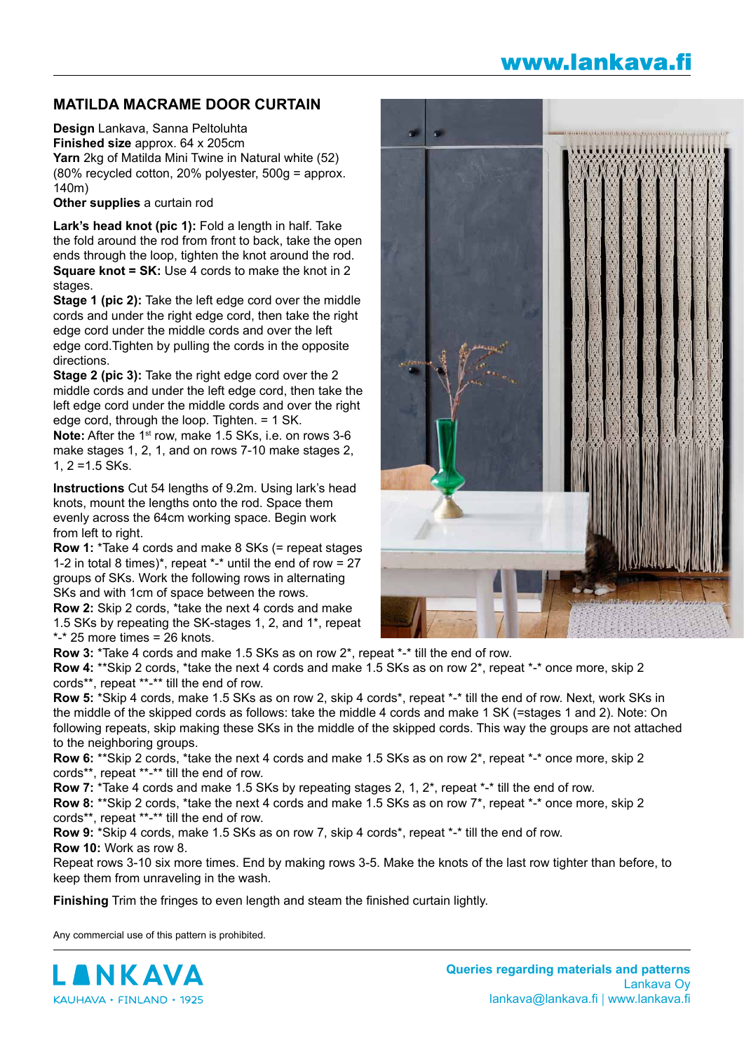# MATILDA MACRAME DOOR CURTAIN

**Design** Lankava, Sanna Peltoluhta
**Finished size** approx. 64 x 205cm
**Yarn** 2kg of Matilda Mini Twine in Natural white (52) (80% recycled cotton, 20% polyester, 500g = approx. 140m)
**Other supplies** a curtain rod

**Lark's head knot (pic 1):** Fold a length in half. Take the fold around the rod from front to back, take the open ends through the loop, tighten the knot around the rod.
**Square knot = SK:** Use 4 cords to make the knot in 2 stages.
**Stage 1 (pic 2):** Take the left edge cord over the middle cords and under the right edge cord, then take the right edge cord under the middle cords and over the left edge cord.Tighten by pulling the cords in the opposite directions.
**Stage 2 (pic 3):** Take the right edge cord over the 2 middle cords and under the left edge cord, then take the left edge cord under the middle cords and over the right edge cord, through the loop. Tighten. = 1 SK.
**Note:** After the 1st row, make 1.5 SKs, i.e. on rows 3-6 make stages 1, 2, 1, and on rows 7-10 make stages 2, 1, 2 =1.5 SKs.

**Instructions** Cut 54 lengths of 9.2m. Using lark's head knots, mount the lengths onto the rod. Space them evenly across the 64cm working space. Begin work from left to right.
**Row 1:** *Take 4 cords and make 8 SKs (= repeat stages 1-2 in total 8 times)*, repeat *-* until the end of row = 27 groups of SKs. Work the following rows in alternating SKs and with 1cm of space between the rows.
**Row 2:** Skip 2 cords, *take the next 4 cords and make 1.5 SKs by repeating the SK-stages 1, 2, and 1*, repeat *-* 25 more times = 26 knots.
**Row 3:** *Take 4 cords and make 1.5 SKs as on row 2*, repeat *-* till the end of row.
**Row 4:** **Skip 2 cords, *take the next 4 cords and make 1.5 SKs as on row 2*, repeat *-* once more, skip 2 cords**, repeat **-** till the end of row.
**Row 5:** *Skip 4 cords, make 1.5 SKs as on row 2, skip 4 cords*, repeat *-* till the end of row. Next, work SKs in the middle of the skipped cords as follows: take the middle 4 cords and make 1 SK (=stages 1 and 2). Note: On following repeats, skip making these SKs in the middle of the skipped cords. This way the groups are not attached to the neighboring groups.
**Row 6:** **Skip 2 cords, *take the next 4 cords and make 1.5 SKs as on row 2*, repeat *-* once more, skip 2 cords**, repeat **-** till the end of row.
**Row 7:** *Take 4 cords and make 1.5 SKs by repeating stages 2, 1, 2*, repeat *-* till the end of row.
**Row 8:** **Skip 2 cords, *take the next 4 cords and make 1.5 SKs as on row 7*, repeat *-* once more, skip 2 cords**, repeat **-** till the end of row.
**Row 9:** *Skip 4 cords, make 1.5 SKs as on row 7, skip 4 cords*, repeat *-* till the end of row.
**Row 10:** Work as row 8.
Repeat rows 3-10 six more times. End by making rows 3-5. Make the knots of the last row tighter than before, to keep them from unraveling in the wash.

**Finishing** Trim the fringes to even length and steam the finished curtain lightly.

Any commercial use of this pattern is prohibited.

LANKAVA
KAUHAVA • FINLAND • 1925

**Queries regarding materials and patterns**
Lankava Oy
lankava@lankava.fi | www.lankava.fi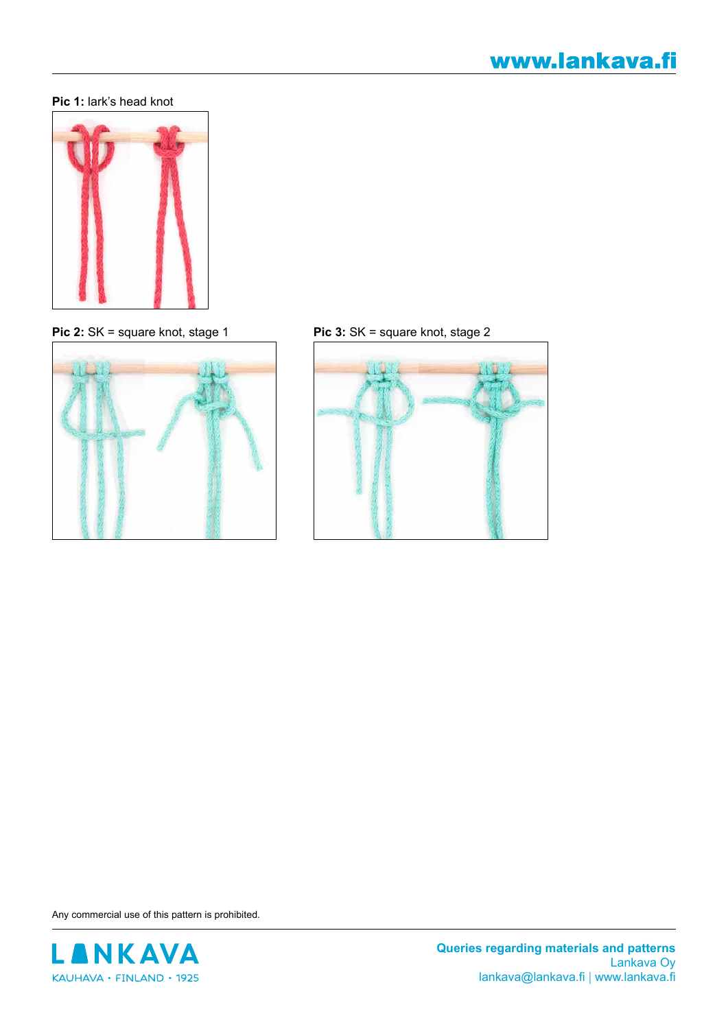**Pic 1:** lark's head knot

**Pic 2:** SK = square knot, stage 1

**Pic 3:** SK = square knot, stage 2

Any commercial use of this pattern is prohibited.

LANKAVA
KAUHAVA • FINLAND • 1925

**Queries regarding materials and patterns**
Lankava Oy
lankava@lankava.fi | www.lankava.fi